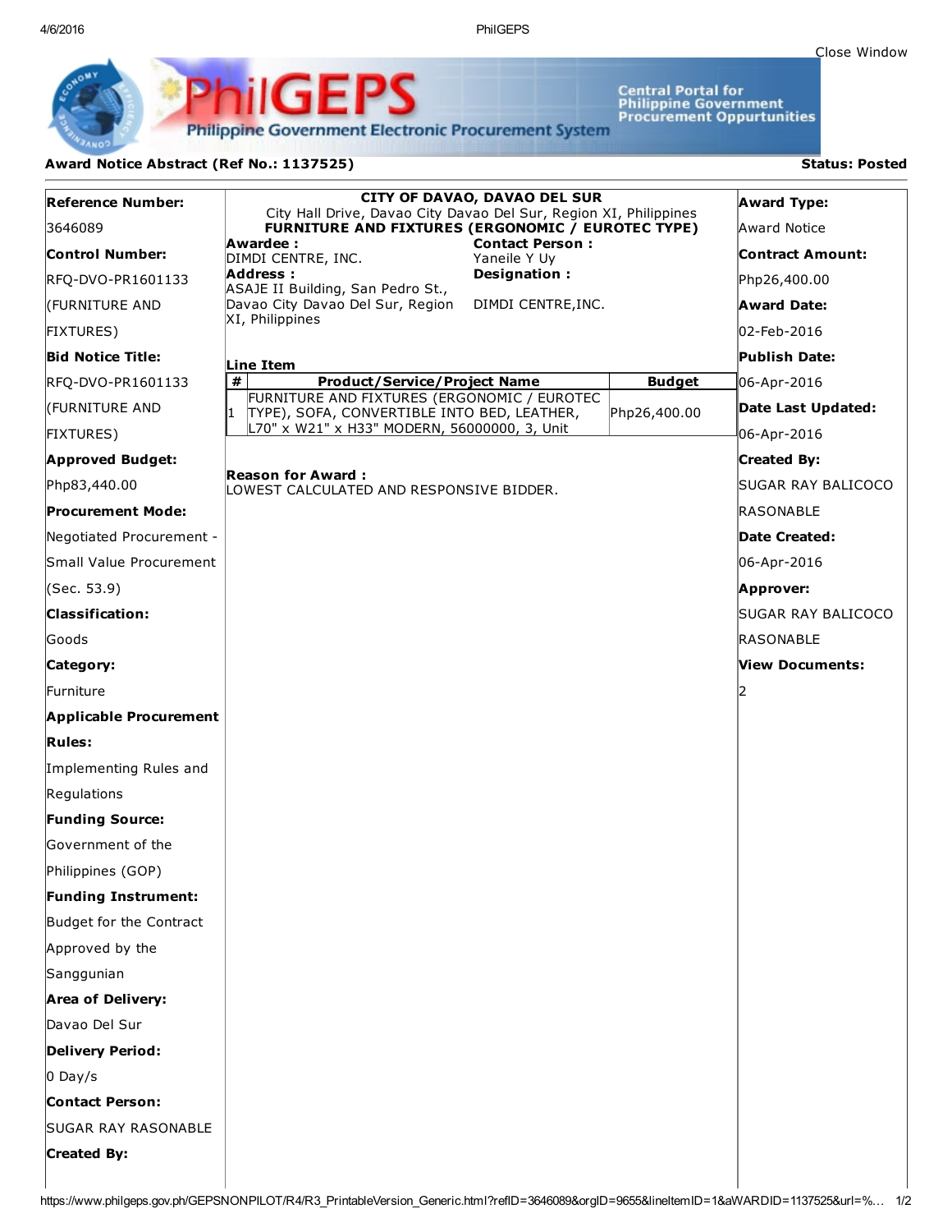# PhilGEPS

**Philippine Government Electronic Procurement System**

Central Portal for Philippine Government Procurement Oppurtunities

Close Window

**Award Notice Abstract (Ref No.: 1137525)** **Status: Posted**

**Reference Number:**
3646089

**Control Number:**
RFQ-DVO-PR1601133 (FURNITURE AND FIXTURES)

**Bid Notice Title:**
RFQ-DVO-PR1601133 (FURNITURE AND FIXTURES)

**Approved Budget:**
Php83,440.00

**Procurement Mode:**
Negotiated Procurement - Small Value Procurement (Sec. 53.9)

**Classification:**
Goods

**Category:**
Furniture

**Applicable Procurement Rules:**
Implementing Rules and Regulations

**Funding Source:**
Government of the Philippines (GOP)

**Funding Instrument:**
Budget for the Contract Approved by the Sanggunian

**Area of Delivery:**
Davao Del Sur

**Delivery Period:**
0 Day/s

**Contact Person:**
SUGAR RAY RASONABLE

**Created By:**

---

**CITY OF DAVAO, DAVAO DEL SUR**
City Hall Drive, Davao City Davao Del Sur, Region XI, Philippines
**FURNITURE AND FIXTURES (ERGONOMIC / EUROTEC TYPE)**

**Awardee :**
DIMDI CENTRE, INC.

**Address :**
ASAJE II Building, San Pedro St., Davao City Davao Del Sur, Region XI, Philippines

**Contact Person :**
Yaneile Y Uy

**Designation :**
DIMDI CENTRE,INC.

**Line Item**

| # | Product/Service/Project Name | Budget |
|---|---|---|
| 1 | FURNITURE AND FIXTURES (ERGONOMIC / EUROTEC TYPE), SOFA, CONVERTIBLE INTO BED, LEATHER, L70" x W21" x H33" MODERN, 56000000, 3, Unit | Php26,400.00 |

**Reason for Award :**
LOWEST CALCULATED AND RESPONSIVE BIDDER.

---

**Award Type:**
Award Notice

**Contract Amount:**
Php26,400.00

**Award Date:**
02-Feb-2016

**Publish Date:**
06-Apr-2016

**Date Last Updated:**
06-Apr-2016

**Created By:**
SUGAR RAY BALICOCO RASONABLE

**Date Created:**
06-Apr-2016

**Approver:**
SUGAR RAY BALICOCO RASONABLE

**View Documents:**
2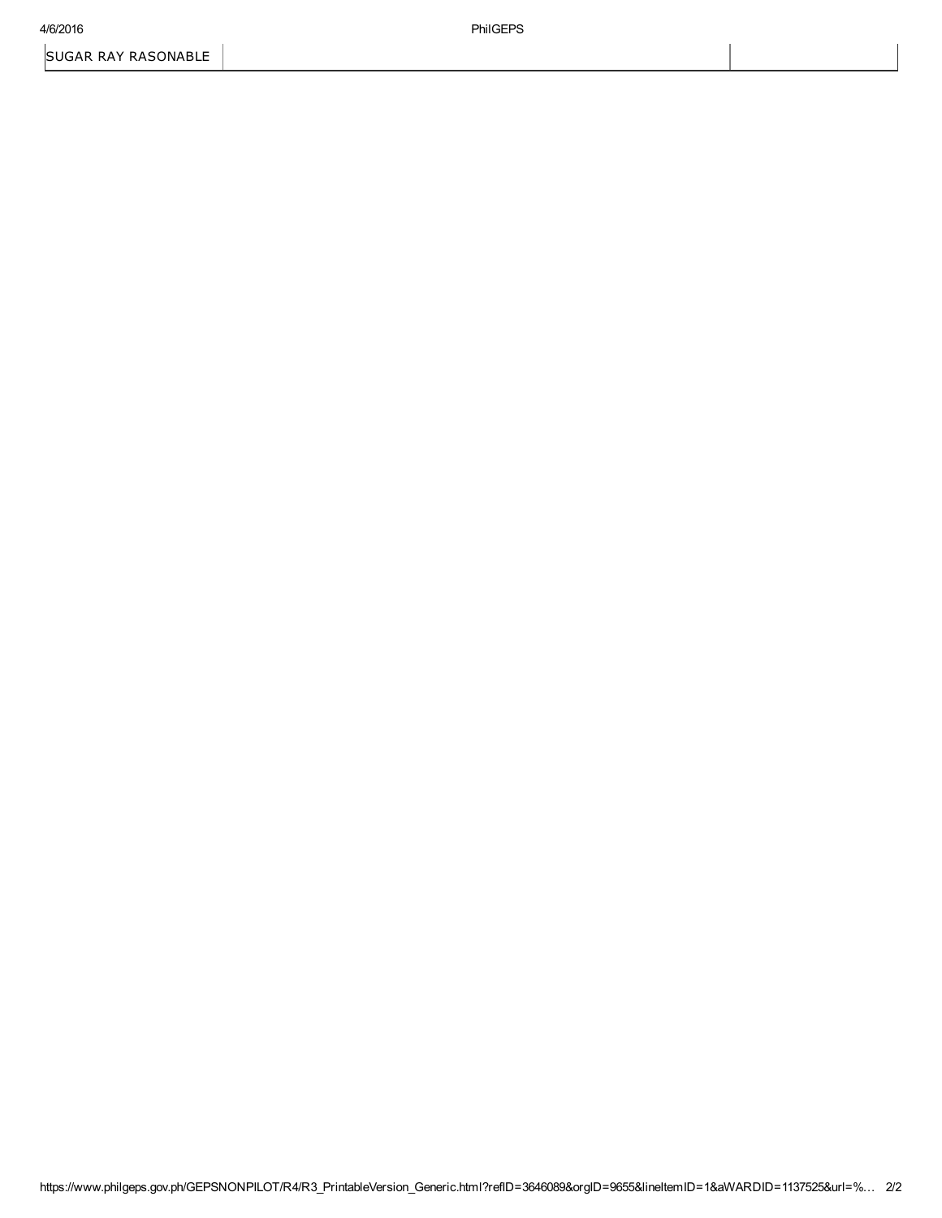| | | |
|---|---|---|
| SUGAR RAY RASONABLE | | |